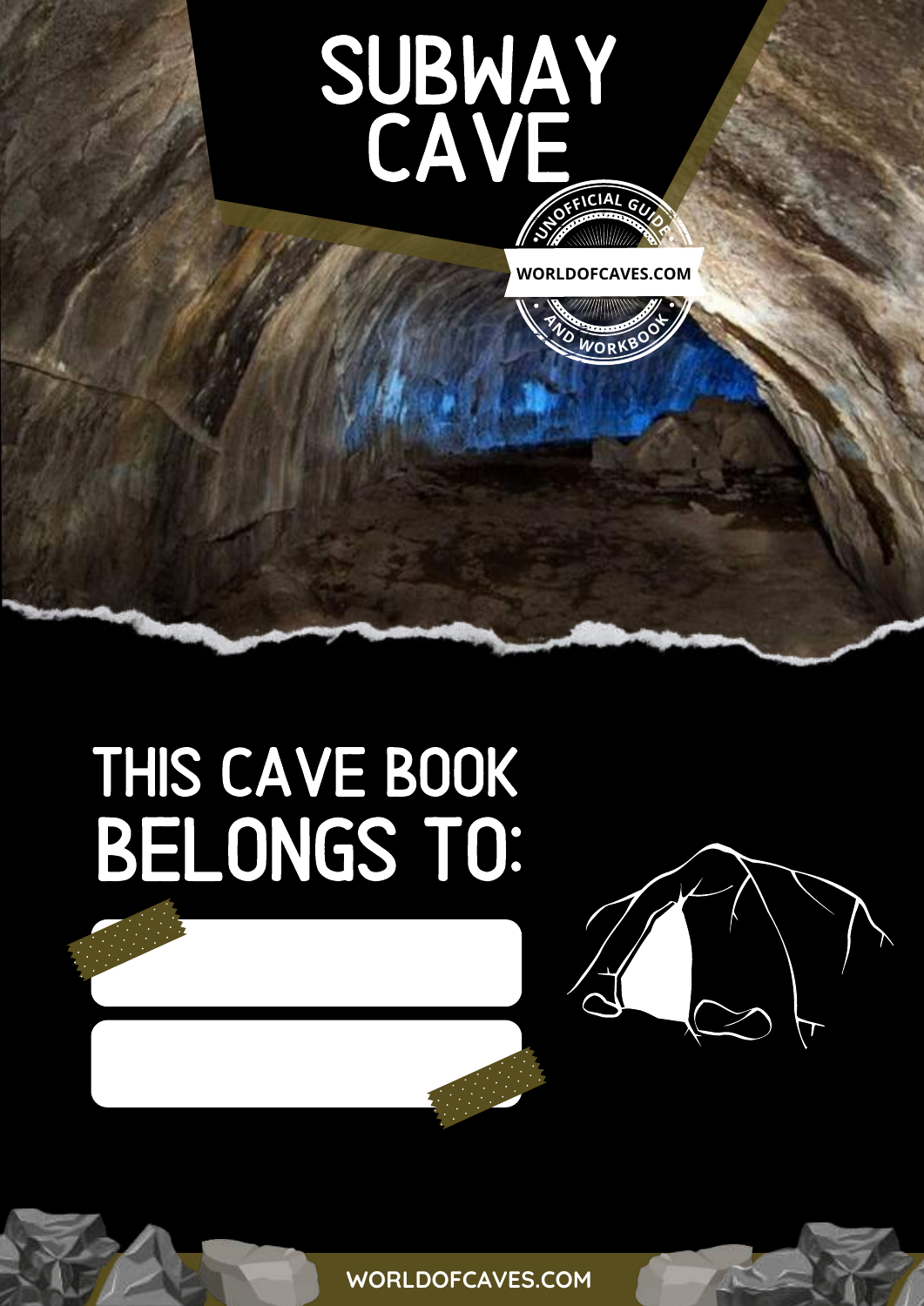# SUBWAY CAVE

UNOFFICIAL GUIDE

WORLDOFCAVES.COM

AND WORKBOOK

## THIS CAVE BOOK BELONGS TO:

WORLDOFCAVES.COM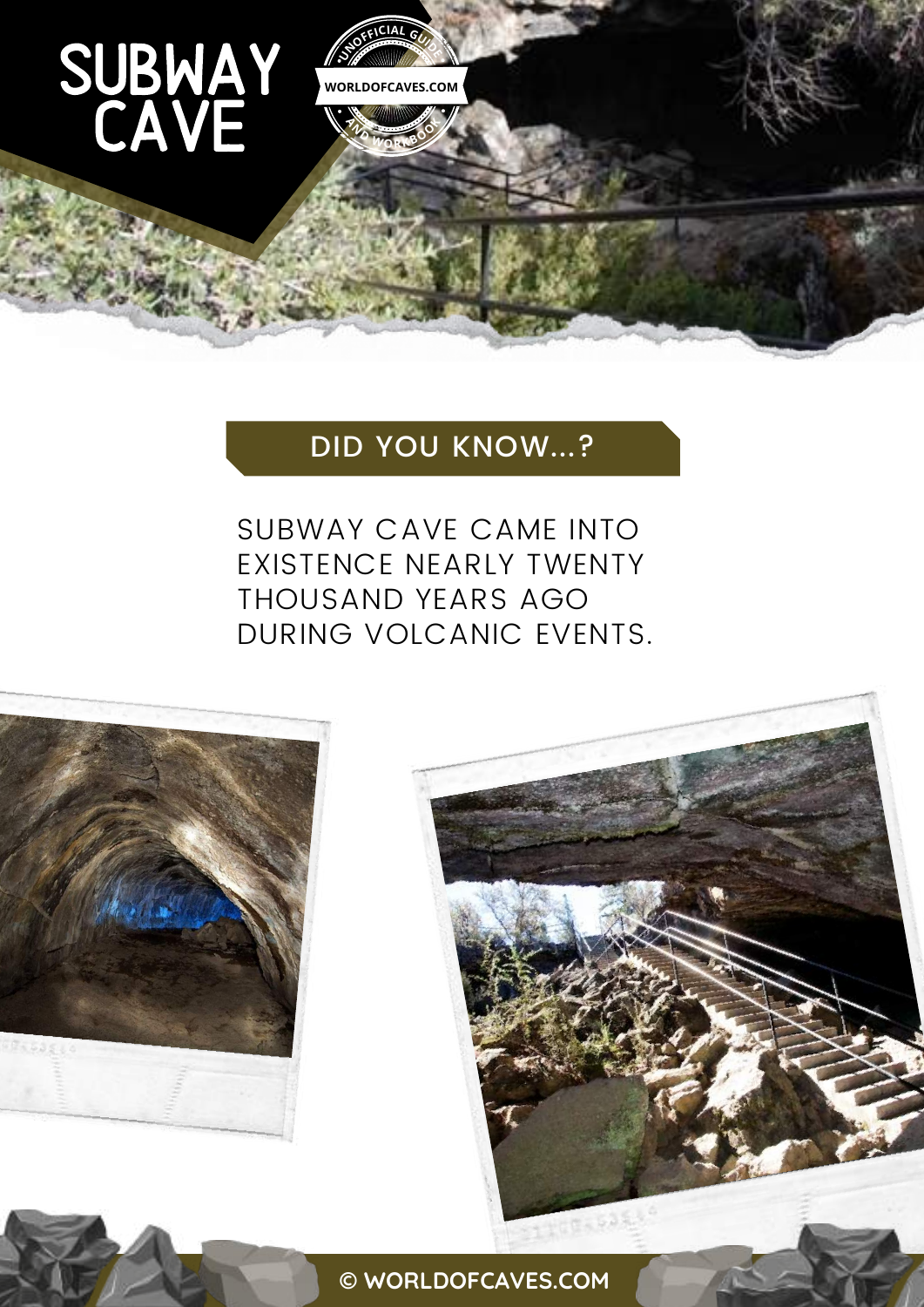# SUBWAY CAVE

## DID YOU KNOW...?

SUBWAY CAVE CAME INTO EXISTENCE NEARLY TWENTY THOUSAND YEARS AGO DURING VOLCANIC EVENTS.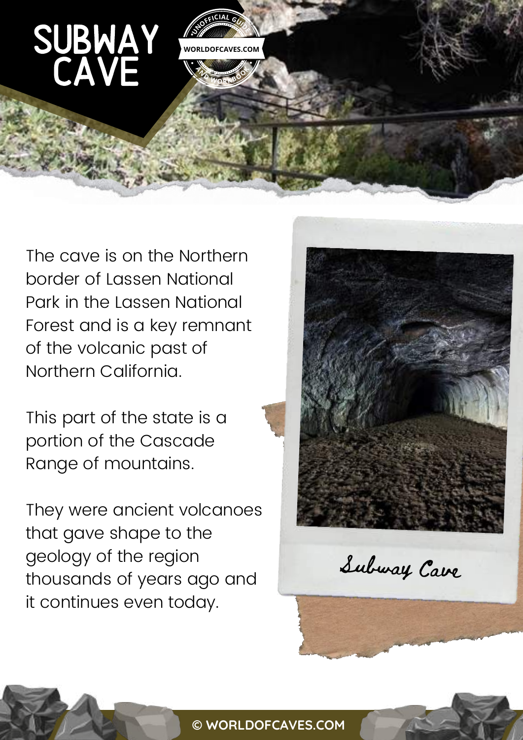# SUBWAY CAVE

The cave is on the Northern border of Lassen National Park in the Lassen National Forest and is a key remnant of the volcanic past of Northern California.

This part of the state is a portion of the Cascade Range of mountains.

They were ancient volcanoes that gave shape to the geology of the region thousands of years ago and it continues even today.

Subway Cave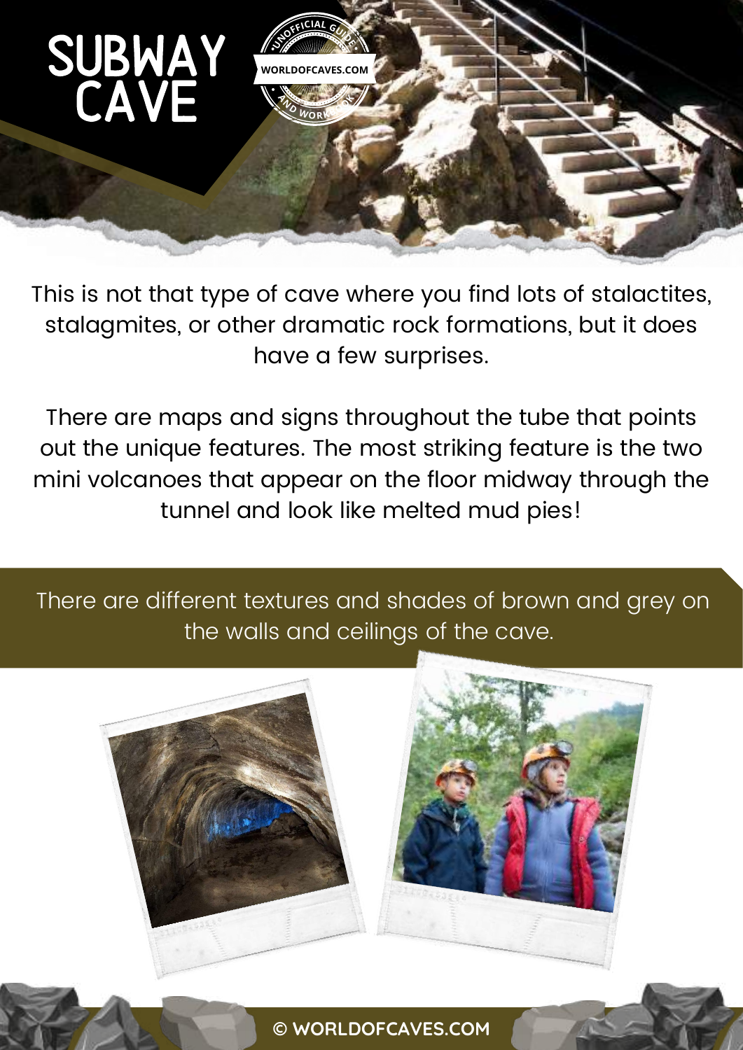# SUBWAY CAVE

This is not that type of cave where you find lots of stalactites, stalagmites, or other dramatic rock formations, but it does have a few surprises.

There are maps and signs throughout the tube that points out the unique features. The most striking feature is the two mini volcanoes that appear on the floor midway through the tunnel and look like melted mud pies!

There are different textures and shades of brown and grey on the walls and ceilings of the cave.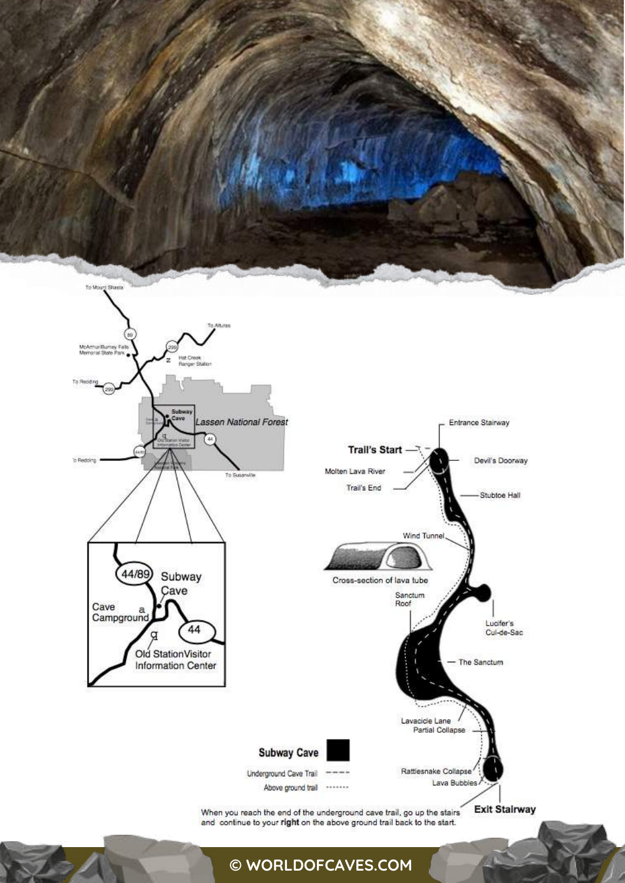To Mount Shasta

89

299

To Alturas

McArthur/Burney Falls Memorial State Park

Hat Creek Ranger Station

To Redding

299

Subway Cave

Lassen National Forest

44

44/89

To Redding

To Susanville

44/89

Subway Cave

Cave Campground

44

Old Station Visitor Information Center

Entrance Stairway

Trail's Start

Devil's Doorway

Molten Lava River

Trail's End

Stubtoe Hall

Wind Tunnel

Cross-section of lava tube

Sanctum Roof

Lucifer's Cul-de-Sac

The Sanctum

Lavacicle Lane

Partial Collapse

Subway Cave

Underground Cave Trail

Above ground trail

Rattlesnake Collapse

Lava Bubbles

Exit Stairway

When you reach the end of the underground cave trail, go up the stairs and continue to your **right** on the above ground trail back to the start.

© WORLDOFCAVES.COM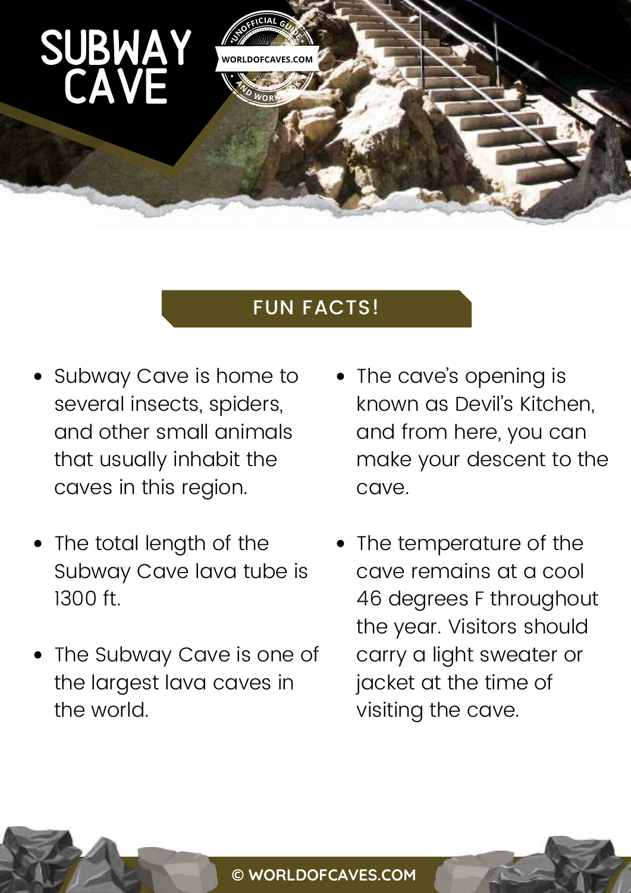# SUBWAY CAVE

UNOFFICIAL GUIDE AND WORKBOOK
WORLDOFCAVES.COM

## FUN FACTS!

- Subway Cave is home to several insects, spiders, and other small animals that usually inhabit the caves in this region.
- The total length of the Subway Cave lava tube is 1300 ft.
- The Subway Cave is one of the largest lava caves in the world.
- The cave's opening is known as Devil's Kitchen, and from here, you can make your descent to the cave.
- The temperature of the cave remains at a cool 46 degrees F throughout the year. Visitors should carry a light sweater or jacket at the time of visiting the cave.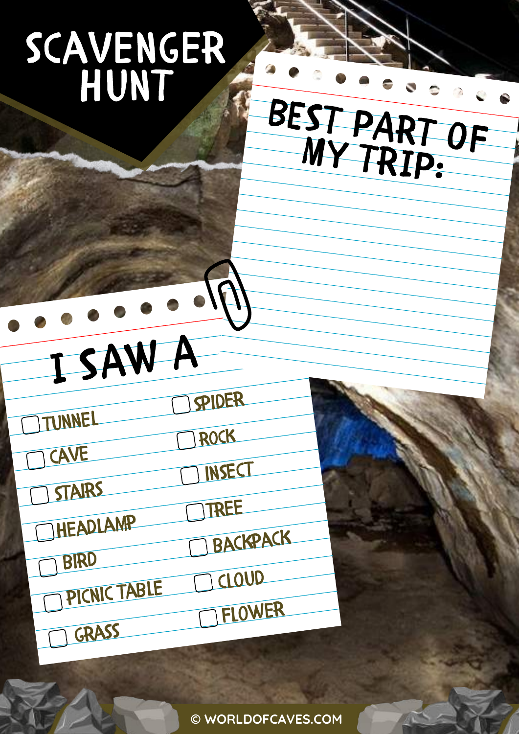# SCAVENGER HUNT

## BEST PART OF MY TRIP:

## I SAW A

- [ ] TUNNEL
- [ ] CAVE
- [ ] STAIRS
- [ ] HEADLAMP
- [ ] BIRD
- [ ] PICNIC TABLE
- [ ] GRASS
- [ ] SPIDER
- [ ] ROCK
- [ ] INSECT
- [ ] TREE
- [ ] BACKPACK
- [ ] CLOUD
- [ ] FLOWER

© WORLDOFCAVES.COM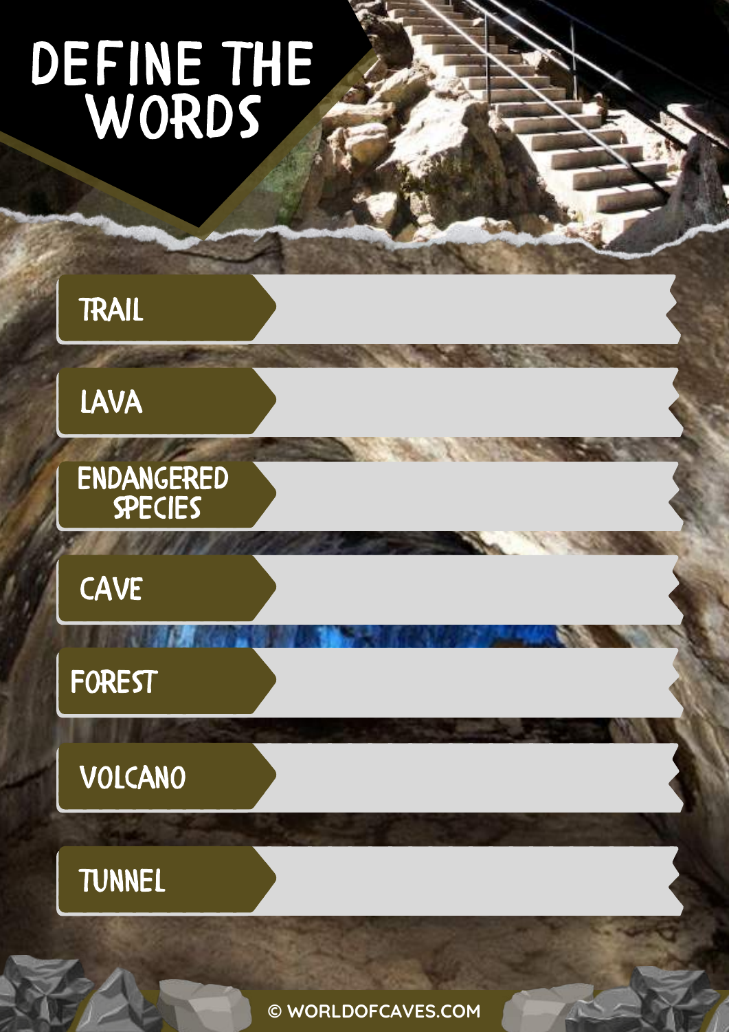# DEFINE THE WORDS

| Word | Definition |
| --- | --- |
| TRAIL | |
| LAVA | |
| ENDANGERED SPECIES | |
| CAVE | |
| FOREST | |
| VOLCANO | |
| TUNNEL | |

© WORLDOFCAVES.COM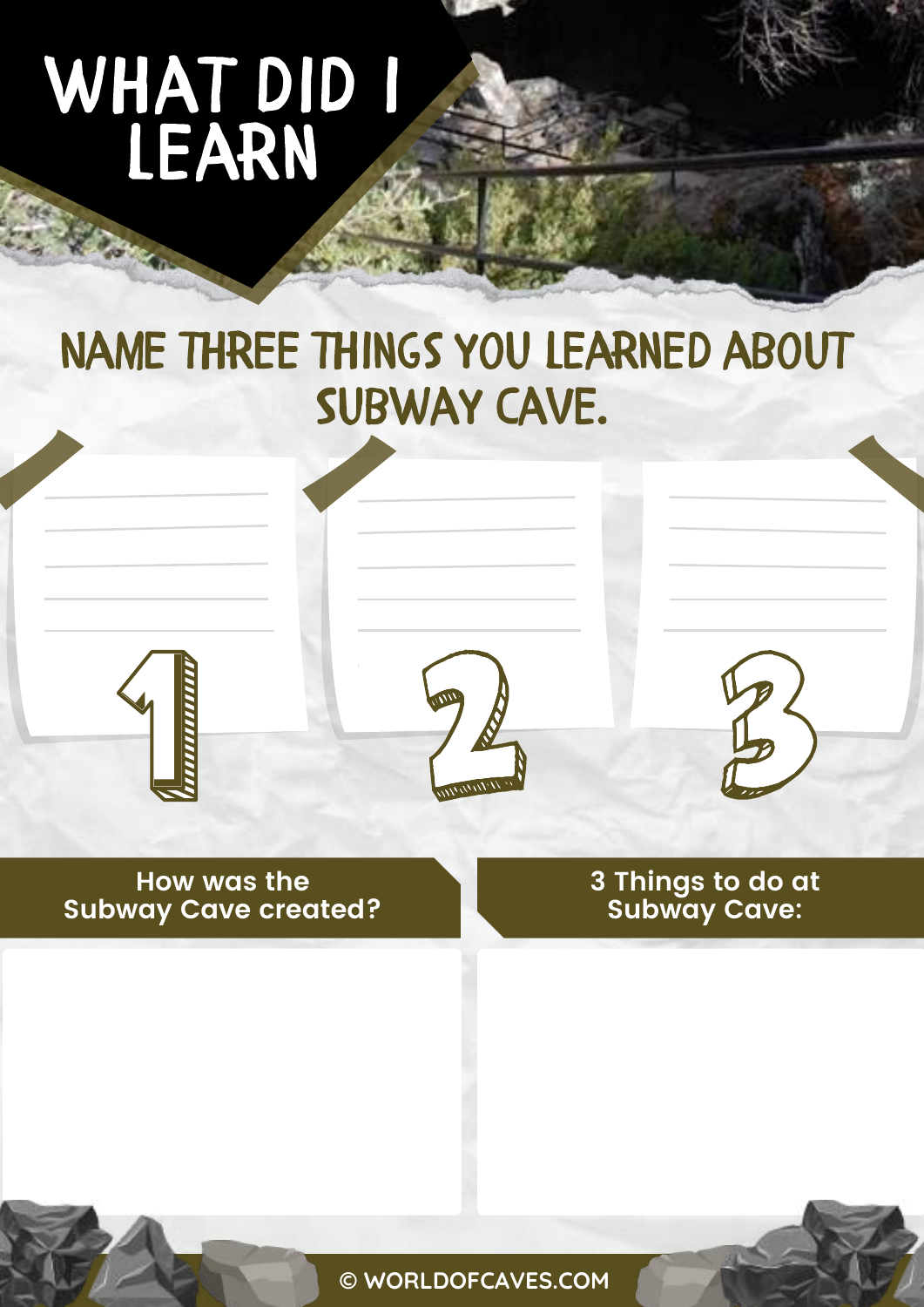# WHAT DID I LEARN

## NAME THREE THINGS YOU LEARNED ABOUT SUBWAY CAVE.

1

2

3

**How was the Subway Cave created?**

**3 Things to do at Subway Cave:**

© WORLDOFCAVES.COM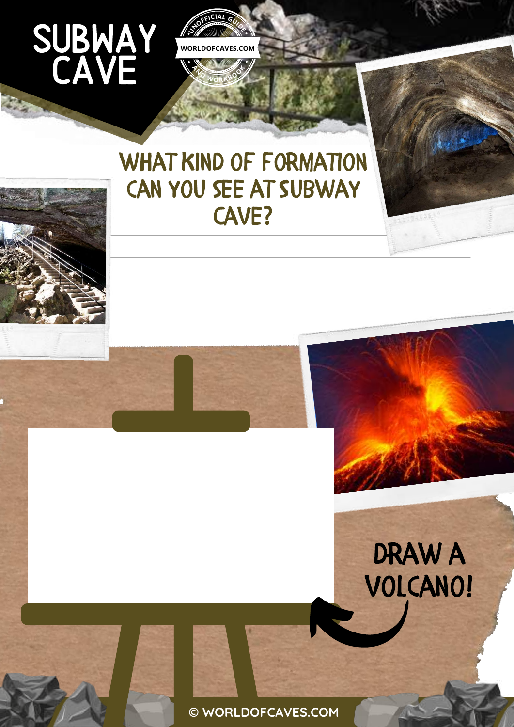# SUBWAY CAVE

UNOFFICIAL GUIDE AND WORKBOOK
WORLDOFCAVES.COM

## WHAT KIND OF FORMATION CAN YOU SEE AT SUBWAY CAVE?

______________________________________________

______________________________________________

______________________________________________

______________________________________________

## DRAW A VOLCANO!

© WORLDOFCAVES.COM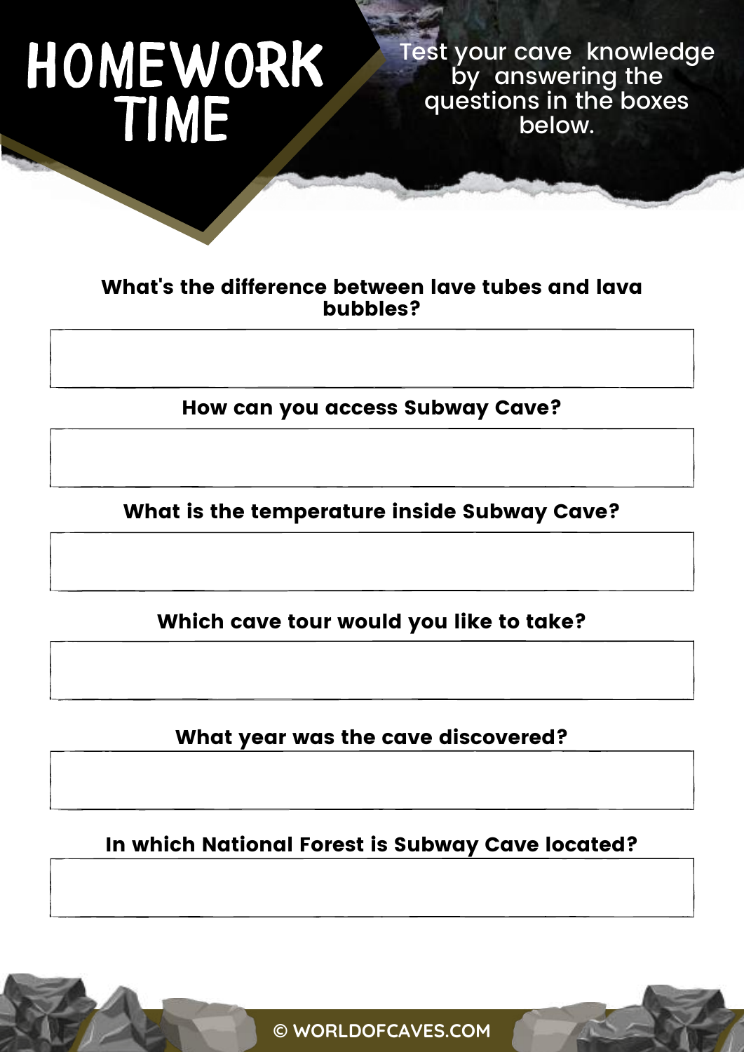# HOMEWORK TIME

Test your cave knowledge by answering the questions in the boxes below.

**What's the difference between lave tubes and lava bubbles?**

**How can you access Subway Cave?**

**What is the temperature inside Subway Cave?**

**Which cave tour would you like to take?**

**What year was the cave discovered?**

**In which National Forest is Subway Cave located?**

© WORLDOFCAVES.COM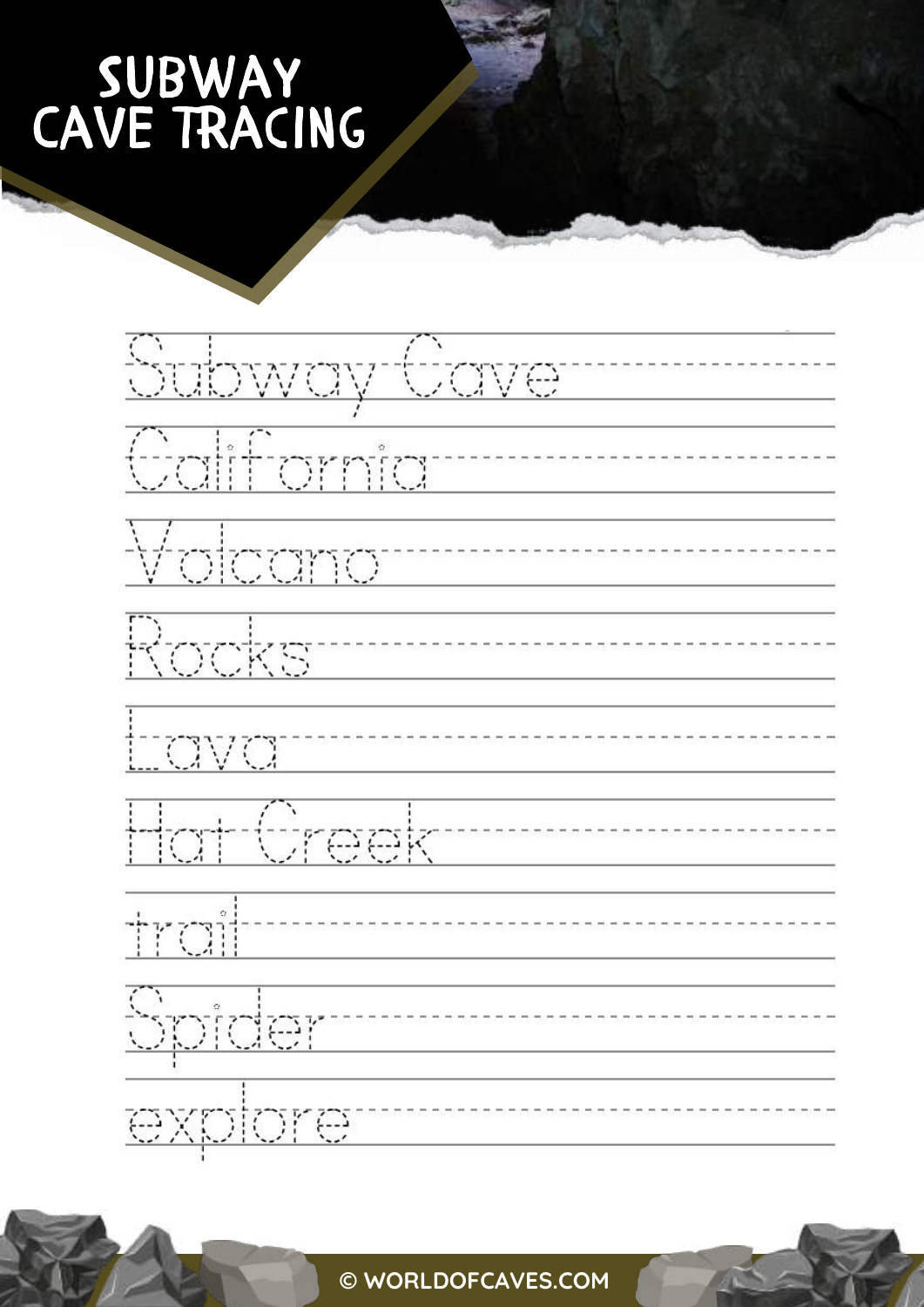# SUBWAY CAVE TRACING

Subway Cave

California

Volcano

Rocks

Lava

Hat Creek

trail

Spider

explore

© WORLDOFCAVES.COM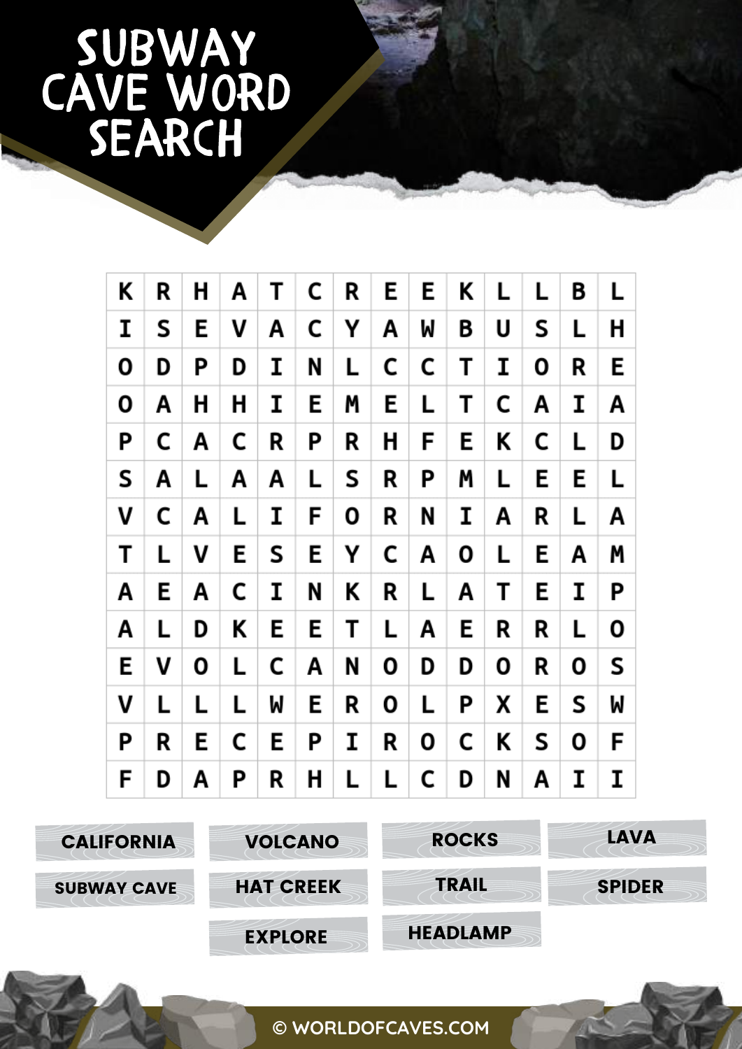# SUBWAY CAVE WORD SEARCH

| | | | | | | | | | | | | | |
|---|---|---|---|---|---|---|---|---|---|---|---|---|---|
| K | R | H | A | T | C | R | E | E | K | L | L | B | L |
| I | S | E | V | A | C | Y | A | W | B | U | S | L | H |
| O | D | P | D | I | N | L | C | C | T | I | O | R | E |
| O | A | H | H | I | E | M | E | L | T | C | A | I | A |
| P | C | A | C | R | P | R | H | F | E | K | C | L | D |
| S | A | L | A | A | L | S | R | P | M | L | E | E | L |
| V | C | A | L | I | F | O | R | N | I | A | R | L | A |
| T | L | V | E | S | E | Y | C | A | O | L | E | A | M |
| A | E | A | C | I | N | K | R | L | A | T | E | I | P |
| A | L | D | K | E | E | T | L | A | E | R | R | L | O |
| E | V | O | L | C | A | N | O | D | D | O | R | O | S |
| V | L | L | L | W | E | R | O | L | P | X | E | S | W |
| P | R | E | C | E | P | I | R | O | C | K | S | O | F |
| F | D | A | P | R | H | L | L | C | D | N | A | I | I |

CALIFORNIA
VOLCANO
ROCKS
LAVA
SUBWAY CAVE
HAT CREEK
TRAIL
SPIDER
EXPLORE
HEADLAMP

© WORLDOFCAVES.COM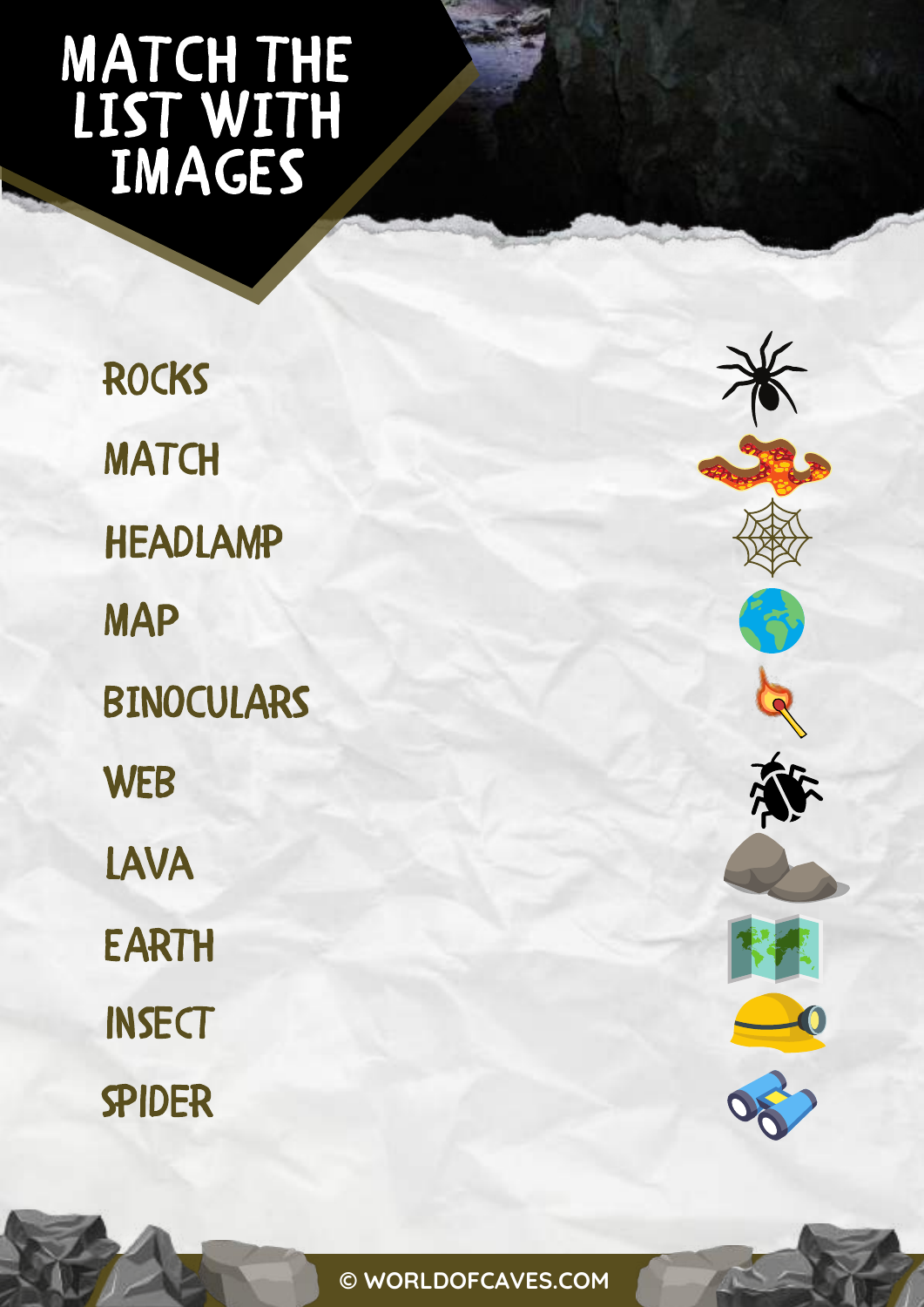# MATCH THE LIST WITH IMAGES

ROCKS

MATCH

HEADLAMP

MAP

BINOCULARS

WEB

LAVA

EARTH

INSECT

SPIDER

© WORLDOFCAVES.COM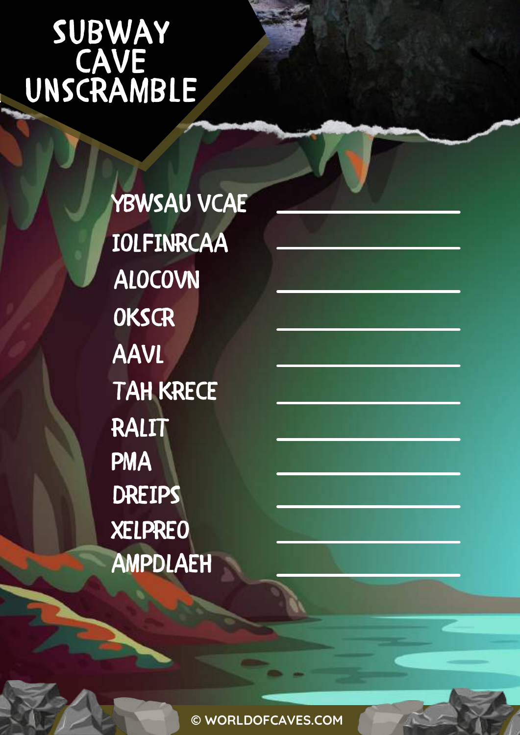# SUBWAY CAVE UNSCRAMBLE

YBWSAU VCAE ____________________

IOLFINRCAA ____________________

ALOCOVN ____________________

OKSCR ____________________

AAVL ____________________

TAH KRECE ____________________

RALIT ____________________

PMA ____________________

DREIPS ____________________

XELPREO ____________________

AMPDLAEH ____________________

© WORLDOFCAVES.COM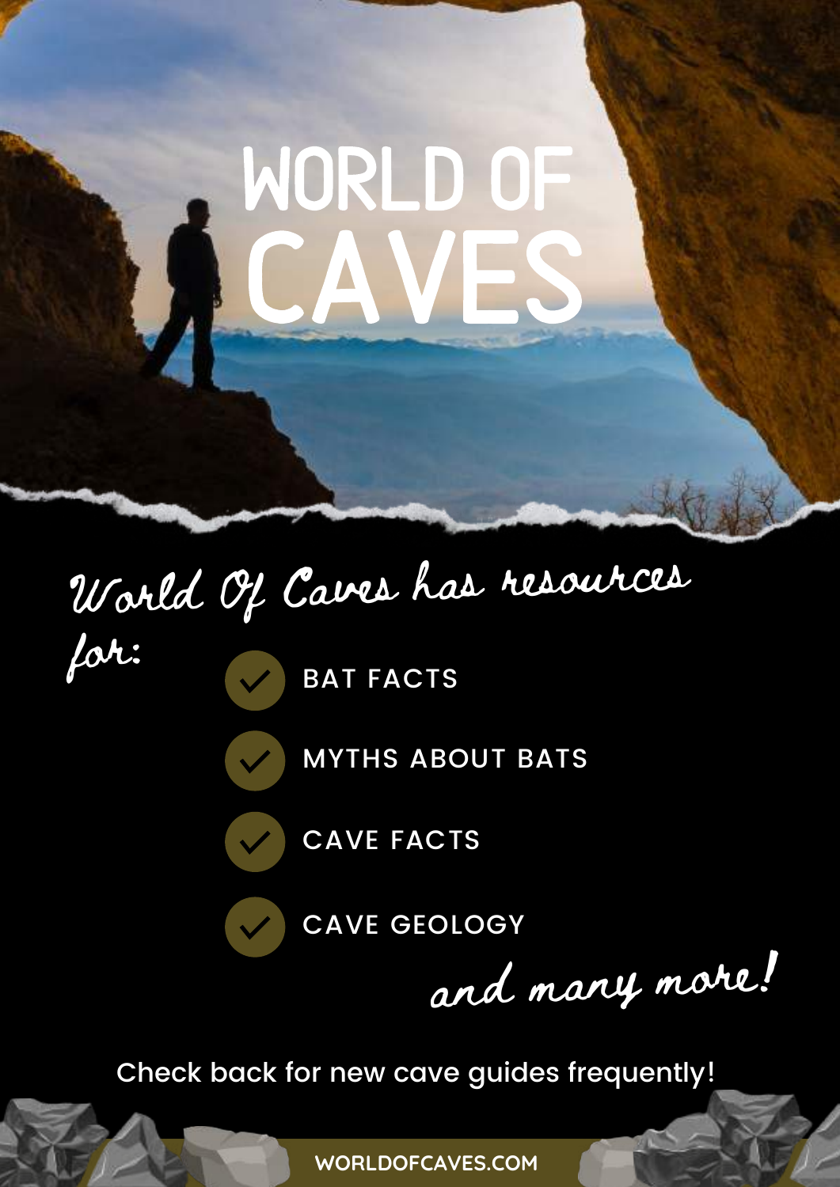# WORLD OF CAVES

*World Of Caves has resources for:*

- BAT FACTS
- MYTHS ABOUT BATS
- CAVE FACTS
- CAVE GEOLOGY

*and many more!*

Check back for new cave guides frequently!

WORLDOFCAVES.COM